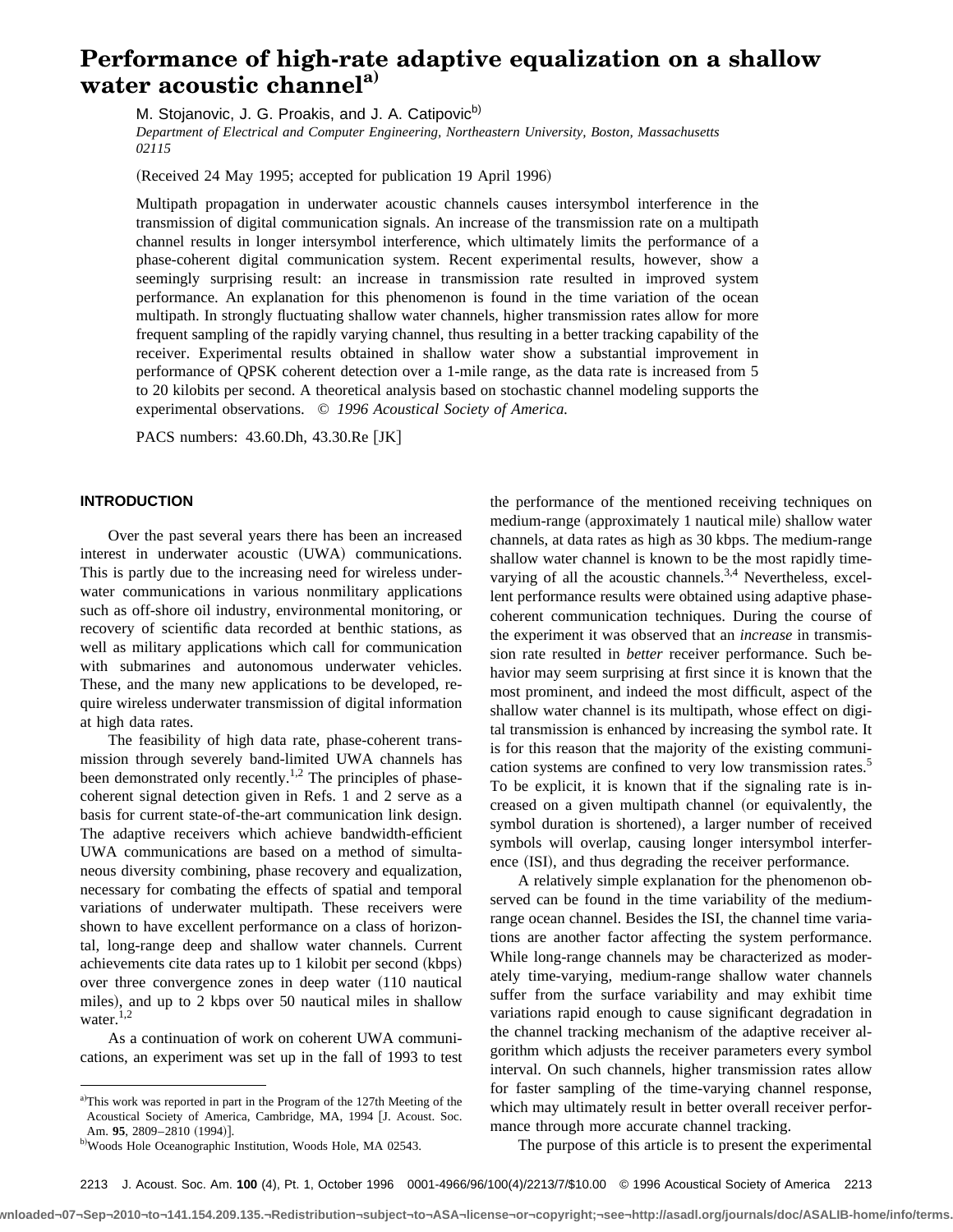# Performance of high-rate adaptive equalization on a shallow water acoustic channel[a]

M. Stojanovic, J. G. Proakis, and J. A. Catipovic[b]

*Department of Electrical and Computer Engineering, Northeastern University, Boston, Massachusetts 02115*

(Received 24 May 1995; accepted for publication 19 April 1996)

Multipath propagation in underwater acoustic channels causes intersymbol interference in the transmission of digital communication signals. An increase of the transmission rate on a multipath channel results in longer intersymbol interference, which ultimately limits the performance of a phase-coherent digital communication system. Recent experimental results, however, show a seemingly surprising result: an increase in transmission rate resulted in improved system performance. An explanation for this phenomenon is found in the time variation of the ocean multipath. In strongly fluctuating shallow water channels, higher transmission rates allow for more frequent sampling of the rapidly varying channel, thus resulting in a better tracking capability of the receiver. Experimental results obtained in shallow water show a substantial improvement in performance of QPSK coherent detection over a 1-mile range, as the data rate is increased from 5 to 20 kilobits per second. A theoretical analysis based on stochastic channel modeling supports the experimental observations. © *1996 Acoustical Society of America.*

PACS numbers: 43.60.Dh, 43.30.Re [JK]

## INTRODUCTION

Over the past several years there has been an increased interest in underwater acoustic (UWA) communications. This is partly due to the increasing need for wireless underwater communications in various nonmilitary applications such as off-shore oil industry, environmental monitoring, or recovery of scientific data recorded at benthic stations, as well as military applications which call for communication with submarines and autonomous underwater vehicles. These, and the many new applications to be developed, require wireless underwater transmission of digital information at high data rates.

The feasibility of high data rate, phase-coherent transmission through severely band-limited UWA channels has been demonstrated only recently.[1,2] The principles of phase-coherent signal detection given in Refs. 1 and 2 serve as a basis for current state-of-the-art communication link design. The adaptive receivers which achieve bandwidth-efficient UWA communications are based on a method of simultaneous diversity combining, phase recovery and equalization, necessary for combating the effects of spatial and temporal variations of underwater multipath. These receivers were shown to have excellent performance on a class of horizontal, long-range deep and shallow water channels. Current achievements cite data rates up to 1 kilobit per second (kbps) over three convergence zones in deep water (110 nautical miles), and up to 2 kbps over 50 nautical miles in shallow water.[1,2]

As a continuation of work on coherent UWA communications, an experiment was set up in the fall of 1993 to test the performance of the mentioned receiving techniques on medium-range (approximately 1 nautical mile) shallow water channels, at data rates as high as 30 kbps. The medium-range shallow water channel is known to be the most rapidly time-varying of all the acoustic channels.[3,4] Nevertheless, excellent performance results were obtained using adaptive phase-coherent communication techniques. During the course of the experiment it was observed that an *increase* in transmission rate resulted in *better* receiver performance. Such behavior may seem surprising at first since it is known that the most prominent, and indeed the most difficult, aspect of the shallow water channel is its multipath, whose effect on digital transmission is enhanced by increasing the symbol rate. It is for this reason that the majority of the existing communication systems are confined to very low transmission rates.[5] To be explicit, it is known that if the signaling rate is increased on a given multipath channel (or equivalently, the symbol duration is shortened), a larger number of received symbols will overlap, causing longer intersymbol interference (ISI), and thus degrading the receiver performance.

A relatively simple explanation for the phenomenon observed can be found in the time variability of the medium-range ocean channel. Besides the ISI, the channel time variations are another factor affecting the system performance. While long-range channels may be characterized as moderately time-varying, medium-range shallow water channels suffer from the surface variability and may exhibit time variations rapid enough to cause significant degradation in the channel tracking mechanism of the adaptive receiver algorithm which adjusts the receiver parameters every symbol interval. On such channels, higher transmission rates allow for faster sampling of the time-varying channel response, which may ultimately result in better overall receiver performance through more accurate channel tracking.

The purpose of this article is to present the experimental

---

[a] This work was reported in part in the Program of the 127th Meeting of the Acoustical Society of America, Cambridge, MA, 1994 [J. Acoust. Soc. Am. **95**, 2809–2810 (1994)].

[b] Woods Hole Oceanographic Institution, Woods Hole, MA 02543.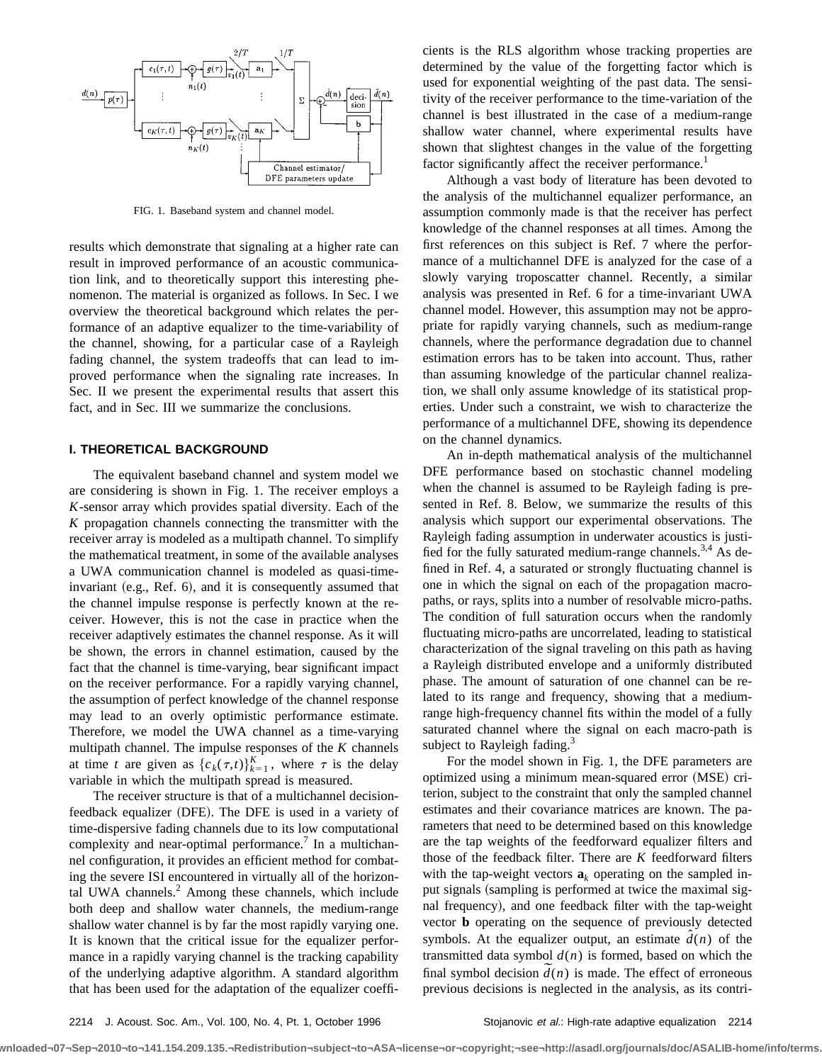FIG. 1. Baseband system and channel model.

results which demonstrate that signaling at a higher rate can result in improved performance of an acoustic communication link, and to theoretically support this interesting phenomenon. The material is organized as follows. In Sec. I we overview the theoretical background which relates the performance of an adaptive equalizer to the time-variability of the channel, showing, for a particular case of a Rayleigh fading channel, the system tradeoffs that can lead to improved performance when the signaling rate increases. In Sec. II we present the experimental results that assert this fact, and in Sec. III we summarize the conclusions.

## I. THEORETICAL BACKGROUND

The equivalent baseband channel and system model we are considering is shown in Fig. 1. The receiver employs a $K$-sensor array which provides spatial diversity. Each of the $K$ propagation channels connecting the transmitter with the receiver array is modeled as a multipath channel. To simplify the mathematical treatment, in some of the available analyses a UWA communication channel is modeled as quasi-time-invariant (e.g., Ref. 6), and it is consequently assumed that the channel impulse response is perfectly known at the receiver. However, this is not the case in practice when the receiver adaptively estimates the channel response. As it will be shown, the errors in channel estimation, caused by the fact that the channel is time-varying, bear significant impact on the receiver performance. For a rapidly varying channel, the assumption of perfect knowledge of the channel response may lead to an overly optimistic performance estimate. Therefore, we model the UWA channel as a time-varying multipath channel. The impulse responses of the $K$ channels at time $t$ are given as $\{c_k(\tau,t)\}_{k=1}^{K}$, where $\tau$ is the delay variable in which the multipath spread is measured.

The receiver structure is that of a multichannel decision-feedback equalizer (DFE). The DFE is used in a variety of time-dispersive fading channels due to its low computational complexity and near-optimal performance.[7] In a multichannel configuration, it provides an efficient method for combating the severe ISI encountered in virtually all of the horizontal UWA channels.[2] Among these channels, which include both deep and shallow water channels, the medium-range shallow water channel is by far the most rapidly varying one. It is known that the critical issue for the equalizer performance in a rapidly varying channel is the tracking capability of the underlying adaptive algorithm. A standard algorithm that has been used for the adaptation of the equalizer coefficients is the RLS algorithm whose tracking properties are determined by the value of the forgetting factor which is used for exponential weighting of the past data. The sensitivity of the receiver performance to the time-variation of the channel is best illustrated in the case of a medium-range shallow water channel, where experimental results have shown that slightest changes in the value of the forgetting factor significantly affect the receiver performance.[1]

Although a vast body of literature has been devoted to the analysis of the multichannel equalizer performance, an assumption commonly made is that the receiver has perfect knowledge of the channel responses at all times. Among the first references on this subject is Ref. 7 where the performance of a multichannel DFE is analyzed for the case of a slowly varying troposcatter channel. Recently, a similar analysis was presented in Ref. 6 for a time-invariant UWA channel model. However, this assumption may not be appropriate for rapidly varying channels, such as medium-range channels, where the performance degradation due to channel estimation errors has to be taken into account. Thus, rather than assuming knowledge of the particular channel realization, we shall only assume knowledge of its statistical properties. Under such a constraint, we wish to characterize the performance of a multichannel DFE, showing its dependence on the channel dynamics.

An in-depth mathematical analysis of the multichannel DFE performance based on stochastic channel modeling when the channel is assumed to be Rayleigh fading is presented in Ref. 8. Below, we summarize the results of this analysis which support our experimental observations. The Rayleigh fading assumption in underwater acoustics is justified for the fully saturated medium-range channels.[3,4] As defined in Ref. 4, a saturated or strongly fluctuating channel is one in which the signal on each of the propagation macro-paths, or rays, splits into a number of resolvable micro-paths. The condition of full saturation occurs when the randomly fluctuating micro-paths are uncorrelated, leading to statistical characterization of the signal traveling on this path as having a Rayleigh distributed envelope and a uniformly distributed phase. The amount of saturation of one channel can be related to its range and frequency, showing that a medium-range high-frequency channel fits within the model of a fully saturated channel where the signal on each macro-path is subject to Rayleigh fading.[3]

For the model shown in Fig. 1, the DFE parameters are optimized using a minimum mean-squared error (MSE) criterion, subject to the constraint that only the sampled channel estimates and their covariance matrices are known. The parameters that need to be determined based on this knowledge are the tap weights of the feedforward equalizer filters and those of the feedback filter. There are $K$ feedforward filters with the tap-weight vectors $\mathbf{a}_k$ operating on the sampled input signals (sampling is performed at twice the maximal signal frequency), and one feedback filter with the tap-weight vector $\mathbf{b}$ operating on the sequence of previously detected symbols. At the equalizer output, an estimate $\hat{d}(n)$ of the transmitted data symbol $d(n)$ is formed, based on which the final symbol decision $\tilde{d}(n)$ is made. The effect of erroneous previous decisions is neglected in the analysis, as its contri-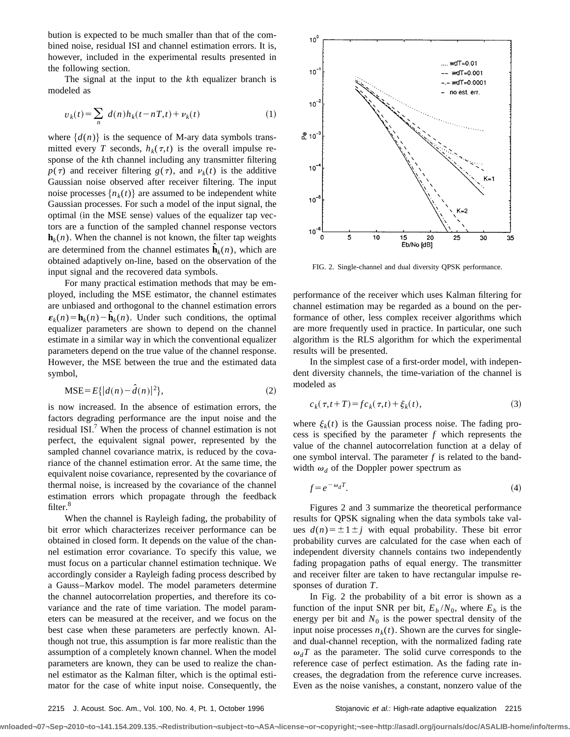bution is expected to be much smaller than that of the combined noise, residual ISI and channel estimation errors. It is, however, included in the experimental results presented in the following section.

The signal at the input to the $k$th equalizer branch is modeled as

$$v_k(t) = \sum_n d(n) h_k(t-nT,t) + \nu_k(t) \tag{1}$$

where $\{d(n)\}$ is the sequence of M-ary data symbols transmitted every $T$ seconds, $h_k(\tau,t)$ is the overall impulse response of the $k$th channel including any transmitter filtering $p(\tau)$ and receiver filtering $g(\tau)$, and $\nu_k(t)$ is the additive Gaussian noise observed after receiver filtering. The input noise processes $\{n_k(t)\}$ are assumed to be independent white Gaussian processes. For such a model of the input signal, the optimal (in the MSE sense) values of the equalizer tap vectors are a function of the sampled channel response vectors $\mathbf{h}_k(n)$. When the channel is not known, the filter tap weights are determined from the channel estimates $\hat{\mathbf{h}}_k(n)$, which are obtained adaptively on-line, based on the observation of the input signal and the recovered data symbols.

For many practical estimation methods that may be employed, including the MSE estimator, the channel estimates are unbiased and orthogonal to the channel estimation errors $\boldsymbol{\varepsilon}_k(n) = \mathbf{h}_k(n) - \hat{\mathbf{h}}_k(n)$. Under such conditions, the optimal equalizer parameters are shown to depend on the channel estimate in a similar way in which the conventional equalizer parameters depend on the true value of the channel response. However, the MSE between the true and the estimated data symbol,

$$\text{MSE} = E\{|d(n) - \hat{d}(n)|^2\}, \tag{2}$$

is now increased. In the absence of estimation errors, the factors degrading performance are the input noise and the residual ISI.[7] When the process of channel estimation is not perfect, the equivalent signal power, represented by the sampled channel covariance matrix, is reduced by the covariance of the channel estimation error. At the same time, the equivalent noise covariance, represented by the covariance of thermal noise, is increased by the covariance of the channel estimation errors which propagate through the feedback filter.[8]

When the channel is Rayleigh fading, the probability of bit error which characterizes receiver performance can be obtained in closed form. It depends on the value of the channel estimation error covariance. To specify this value, we must focus on a particular channel estimation technique. We accordingly consider a Rayleigh fading process described by a Gauss–Markov model. The model parameters determine the channel autocorrelation properties, and therefore its covariance and the rate of time variation. The model parameters can be measured at the receiver, and we focus on the best case when these parameters are perfectly known. Although not true, this assumption is far more realistic than the assumption of a completely known channel. When the model parameters are known, they can be used to realize the channel estimator as the Kalman filter, which is the optimal estimator for the case of white input noise. Consequently, the performance of the receiver which uses Kalman filtering for channel estimation may be regarded as a bound on the performance of other, less complex receiver algorithms which are more frequently used in practice. In particular, one such algorithm is the RLS algorithm for which the experimental results will be presented.

FIG. 2. Single-channel and dual diversity QPSK performance.

In the simplest case of a first-order model, with independent diversity channels, the time-variation of the channel is modeled as

$$c_k(\tau, t+T) = f c_k(\tau,t) + \xi_k(t), \tag{3}$$

where $\xi_k(t)$ is the Gaussian process noise. The fading process is specified by the parameter $f$ which represents the value of the channel autocorrelation function at a delay of one symbol interval. The parameter $f$ is related to the bandwidth $\omega_d$ of the Doppler power spectrum as

$$f = e^{-\omega_d T}. \tag{4}$$

Figures 2 and 3 summarize the theoretical performance results for QPSK signaling when the data symbols take values $d(n) = \pm 1 \pm j$ with equal probability. These bit error probability curves are calculated for the case when each of independent diversity channels contains two independently fading propagation paths of equal energy. The transmitter and receiver filter are taken to have rectangular impulse responses of duration $T$.

In Fig. 2 the probability of a bit error is shown as a function of the input SNR per bit, $E_b/N_0$, where $E_b$ is the energy per bit and $N_0$ is the power spectral density of the input noise processes $n_k(t)$. Shown are the curves for single- and dual-channel reception, with the normalized fading rate $\omega_d T$ as the parameter. The solid curve corresponds to the reference case of perfect estimation. As the fading rate increases, the degradation from the reference curve increases. Even as the noise vanishes, a constant, nonzero value of the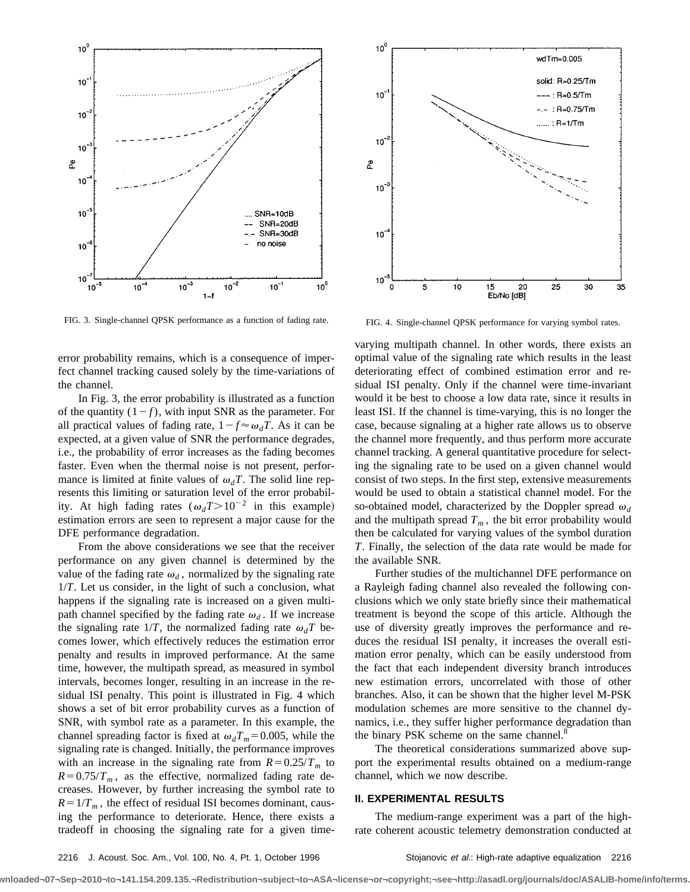FIG. 3. Single-channel QPSK performance as a function of fading rate.

FIG. 4. Single-channel QPSK performance for varying symbol rates.

error probability remains, which is a consequence of imperfect channel tracking caused solely by the time-variations of the channel.

In Fig. 3, the error probability is illustrated as a function of the quantity $(1-f)$, with input SNR as the parameter. For all practical values of fading rate, $1-f \approx \omega_d T$. As it can be expected, at a given value of SNR the performance degrades, i.e., the probability of error increases as the fading becomes faster. Even when the thermal noise is not present, performance is limited at finite values of $\omega_d T$. The solid line represents this limiting or saturation level of the error probability. At high fading rates ($\omega_d T > 10^{-2}$ in this example) estimation errors are seen to represent a major cause for the DFE performance degradation.

From the above considerations we see that the receiver performance on any given channel is determined by the value of the fading rate $\omega_d$, normalized by the signaling rate $1/T$. Let us consider, in the light of such a conclusion, what happens if the signaling rate is increased on a given multipath channel specified by the fading rate $\omega_d$. If we increase the signaling rate $1/T$, the normalized fading rate $\omega_d T$ becomes lower, which effectively reduces the estimation error penalty and results in improved performance. At the same time, however, the multipath spread, as measured in symbol intervals, becomes longer, resulting in an increase in the residual ISI penalty. This point is illustrated in Fig. 4 which shows a set of bit error probability curves as a function of SNR, with symbol rate as a parameter. In this example, the channel spreading factor is fixed at $\omega_d T_m = 0.005$, while the signaling rate is changed. Initially, the performance improves with an increase in the signaling rate from $R = 0.25/T_m$ to $R = 0.75/T_m$, as the effective, normalized fading rate decreases. However, by further increasing the symbol rate to $R = 1/T_m$, the effect of residual ISI becomes dominant, causing the performance to deteriorate. Hence, there exists a tradeoff in choosing the signaling rate for a given time-varying multipath channel. In other words, there exists an optimal value of the signaling rate which results in the least deteriorating effect of combined estimation error and residual ISI penalty. Only if the channel were time-invariant would it be best to choose a low data rate, since it results in least ISI. If the channel is time-varying, this is no longer the case, because signaling at a higher rate allows us to observe the channel more frequently, and thus perform more accurate channel tracking. A general quantitative procedure for selecting the signaling rate to be used on a given channel would consist of two steps. In the first step, extensive measurements would be used to obtain a statistical channel model. For the so-obtained model, characterized by the Doppler spread $\omega_d$ and the multipath spread $T_m$, the bit error probability would then be calculated for varying values of the symbol duration $T$. Finally, the selection of the data rate would be made for the available SNR.

Further studies of the multichannel DFE performance on a Rayleigh fading channel also revealed the following conclusions which we only state briefly since their mathematical treatment is beyond the scope of this article. Although the use of diversity greatly improves the performance and reduces the residual ISI penalty, it increases the overall estimation error penalty, which can be easily understood from the fact that each independent diversity branch introduces new estimation errors, uncorrelated with those of other branches. Also, it can be shown that the higher level M-PSK modulation schemes are more sensitive to the channel dynamics, i.e., they suffer higher performance degradation than the binary PSK scheme on the same channel.[8]

The theoretical considerations summarized above support the experimental results obtained on a medium-range channel, which we now describe.

## II. EXPERIMENTAL RESULTS

The medium-range experiment was a part of the high-rate coherent acoustic telemetry demonstration conducted at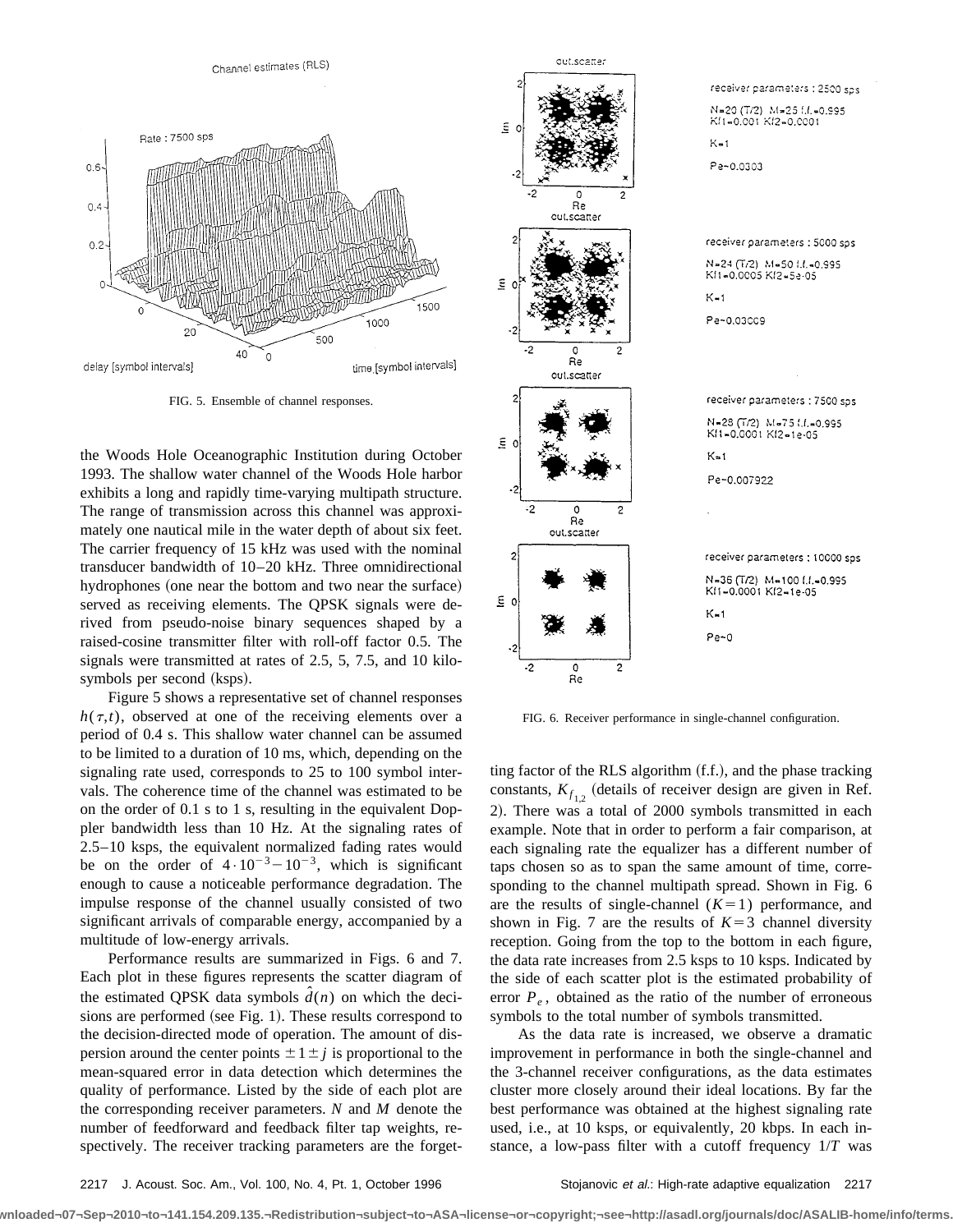FIG. 5. Ensemble of channel responses.

the Woods Hole Oceanographic Institution during October 1993. The shallow water channel of the Woods Hole harbor exhibits a long and rapidly time-varying multipath structure. The range of transmission across this channel was approximately one nautical mile in the water depth of about six feet. The carrier frequency of 15 kHz was used with the nominal transducer bandwidth of 10–20 kHz. Three omnidirectional hydrophones (one near the bottom and two near the surface) served as receiving elements. The QPSK signals were derived from pseudo-noise binary sequences shaped by a raised-cosine transmitter filter with roll-off factor 0.5. The signals were transmitted at rates of 2.5, 5, 7.5, and 10 kilosymbols per second (ksps).

Figure 5 shows a representative set of channel responses $h(\tau,t)$, observed at one of the receiving elements over a period of 0.4 s. This shallow water channel can be assumed to be limited to a duration of 10 ms, which, depending on the signaling rate used, corresponds to 25 to 100 symbol intervals. The coherence time of the channel was estimated to be on the order of 0.1 s to 1 s, resulting in the equivalent Doppler bandwidth less than 10 Hz. At the signaling rates of 2.5–10 ksps, the equivalent normalized fading rates would be on the order of $4 \cdot 10^{-3} - 10^{-3}$, which is significant enough to cause a noticeable performance degradation. The impulse response of the channel usually consisted of two significant arrivals of comparable energy, accompanied by a multitude of low-energy arrivals.

Performance results are summarized in Figs. 6 and 7. Each plot in these figures represents the scatter diagram of the estimated QPSK data symbols $\hat{d}(n)$ on which the decisions are performed (see Fig. 1). These results correspond to the decision-directed mode of operation. The amount of dispersion around the center points $\pm 1 \pm j$ is proportional to the mean-squared error in data detection which determines the quality of performance. Listed by the side of each plot are the corresponding receiver parameters. $N$ and $M$ denote the number of feedforward and feedback filter tap weights, respectively. The receiver tracking parameters are the forgetting factor of the RLS algorithm (f.f.), and the phase tracking constants, $K_{f_{1,2}}$ (details of receiver design are given in Ref. 2). There was a total of 2000 symbols transmitted in each example. Note that in order to perform a fair comparison, at each signaling rate the equalizer has a different number of taps chosen so as to span the same amount of time, corresponding to the channel multipath spread. Shown in Fig. 6 are the results of single-channel $(K=1)$ performance, and shown in Fig. 7 are the results of $K=3$ channel diversity reception. Going from the top to the bottom in each figure, the data rate increases from 2.5 ksps to 10 ksps. Indicated by the side of each scatter plot is the estimated probability of error $P_e$, obtained as the ratio of the number of erroneous symbols to the total number of symbols transmitted.

FIG. 6. Receiver performance in single-channel configuration.

As the data rate is increased, we observe a dramatic improvement in performance in both the single-channel and the 3-channel receiver configurations, as the data estimates cluster more closely around their ideal locations. By far the best performance was obtained at the highest signaling rate used, i.e., at 10 ksps, or equivalently, 20 kbps. In each instance, a low-pass filter with a cutoff frequency $1/T$ was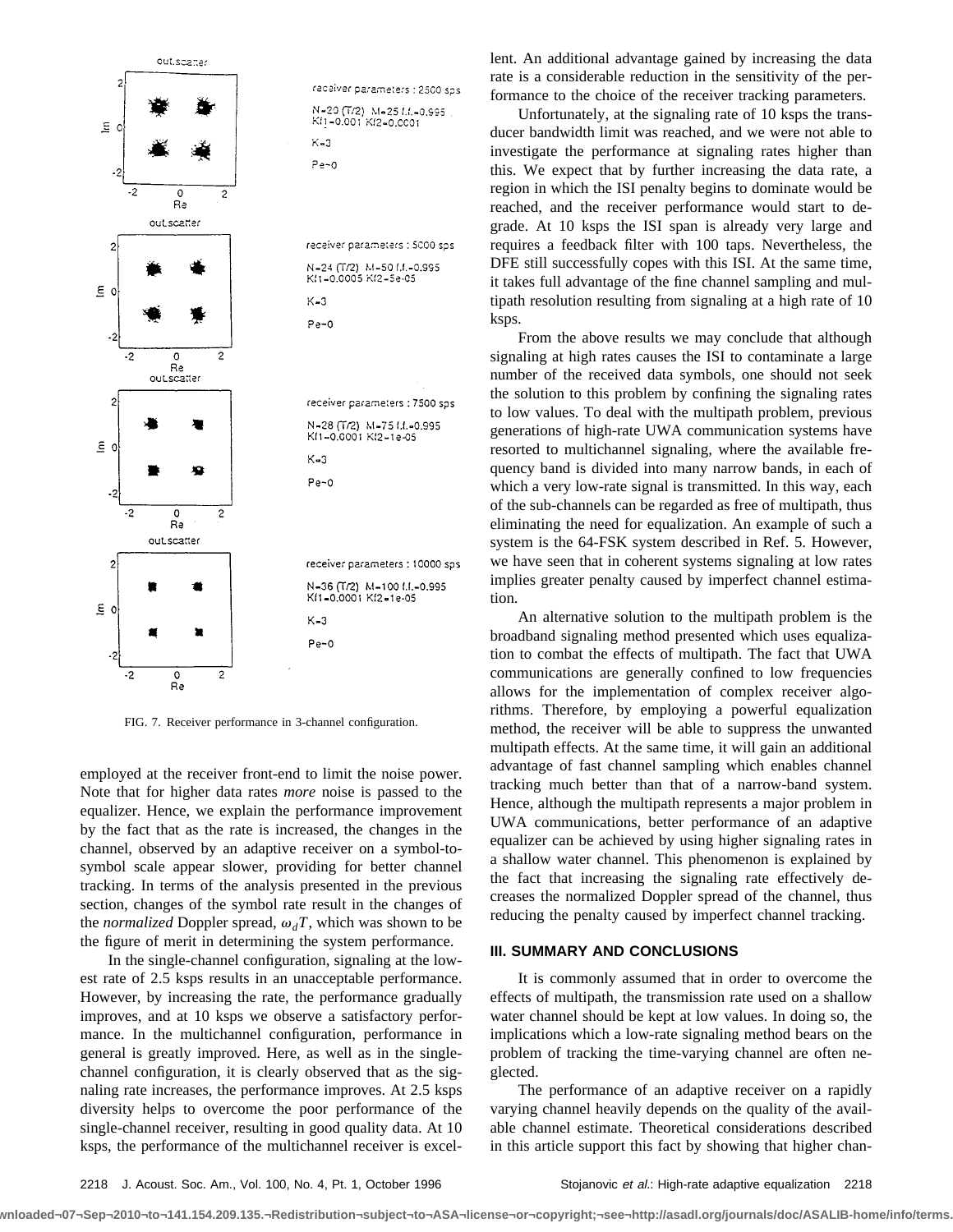FIG. 7. Receiver performance in 3-channel configuration.

employed at the receiver front-end to limit the noise power. Note that for higher data rates *more* noise is passed to the equalizer. Hence, we explain the performance improvement by the fact that as the rate is increased, the changes in the channel, observed by an adaptive receiver on a symbol-to-symbol scale appear slower, providing for better channel tracking. In terms of the analysis presented in the previous section, changes of the symbol rate result in the changes of the *normalized* Doppler spread, $\omega_d T$, which was shown to be the figure of merit in determining the system performance.

In the single-channel configuration, signaling at the lowest rate of 2.5 ksps results in an unacceptable performance. However, by increasing the rate, the performance gradually improves, and at 10 ksps we observe a satisfactory performance. In the multichannel configuration, performance in general is greatly improved. Here, as well as in the single-channel configuration, it is clearly observed that as the signaling rate increases, the performance improves. At 2.5 ksps diversity helps to overcome the poor performance of the single-channel receiver, resulting in good quality data. At 10 ksps, the performance of the multichannel receiver is excellent. An additional advantage gained by increasing the data rate is a considerable reduction in the sensitivity of the performance to the choice of the receiver tracking parameters.

Unfortunately, at the signaling rate of 10 ksps the transducer bandwidth limit was reached, and we were not able to investigate the performance at signaling rates higher than this. We expect that by further increasing the data rate, a region in which the ISI penalty begins to dominate would be reached, and the receiver performance would start to degrade. At 10 ksps the ISI span is already very large and requires a feedback filter with 100 taps. Nevertheless, the DFE still successfully copes with this ISI. At the same time, it takes full advantage of the fine channel sampling and multipath resolution resulting from signaling at a high rate of 10 ksps.

From the above results we may conclude that although signaling at high rates causes the ISI to contaminate a large number of the received data symbols, one should not seek the solution to this problem by confining the signaling rates to low values. To deal with the multipath problem, previous generations of high-rate UWA communication systems have resorted to multichannel signaling, where the available frequency band is divided into many narrow bands, in each of which a very low-rate signal is transmitted. In this way, each of the sub-channels can be regarded as free of multipath, thus eliminating the need for equalization. An example of such a system is the 64-FSK system described in Ref. 5. However, we have seen that in coherent systems signaling at low rates implies greater penalty caused by imperfect channel estimation.

An alternative solution to the multipath problem is the broadband signaling method presented which uses equalization to combat the effects of multipath. The fact that UWA communications are generally confined to low frequencies allows for the implementation of complex receiver algorithms. Therefore, by employing a powerful equalization method, the receiver will be able to suppress the unwanted multipath effects. At the same time, it will gain an additional advantage of fast channel sampling which enables channel tracking much better than that of a narrow-band system. Hence, although the multipath represents a major problem in UWA communications, better performance of an adaptive equalizer can be achieved by using higher signaling rates in a shallow water channel. This phenomenon is explained by the fact that increasing the signaling rate effectively decreases the normalized Doppler spread of the channel, thus reducing the penalty caused by imperfect channel tracking.

## III. SUMMARY AND CONCLUSIONS

It is commonly assumed that in order to overcome the effects of multipath, the transmission rate used on a shallow water channel should be kept at low values. In doing so, the implications which a low-rate signaling method bears on the problem of tracking the time-varying channel are often neglected.

The performance of an adaptive receiver on a rapidly varying channel heavily depends on the quality of the available channel estimate. Theoretical considerations described in this article support this fact by showing that higher chan-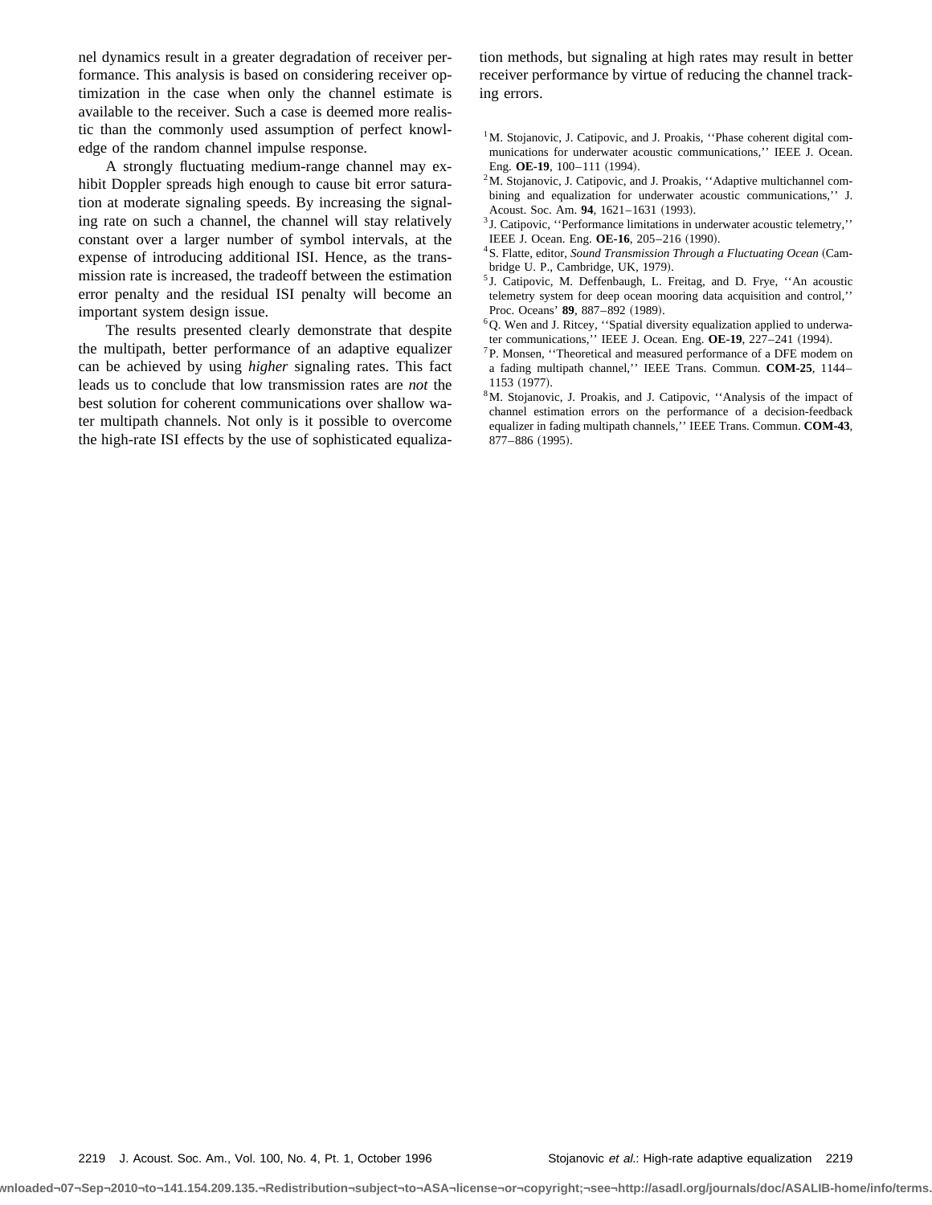nel dynamics result in a greater degradation of receiver performance. This analysis is based on considering receiver optimization in the case when only the channel estimate is available to the receiver. Such a case is deemed more realistic than the commonly used assumption of perfect knowledge of the random channel impulse response.

A strongly fluctuating medium-range channel may exhibit Doppler spreads high enough to cause bit error saturation at moderate signaling speeds. By increasing the signaling rate on such a channel, the channel will stay relatively constant over a larger number of symbol intervals, at the expense of introducing additional ISI. Hence, as the transmission rate is increased, the tradeoff between the estimation error penalty and the residual ISI penalty will become an important system design issue.

The results presented clearly demonstrate that despite the multipath, better performance of an adaptive equalizer can be achieved by using *higher* signaling rates. This fact leads us to conclude that low transmission rates are *not* the best solution for coherent communications over shallow water multipath channels. Not only is it possible to overcome the high-rate ISI effects by the use of sophisticated equalization methods, but signaling at high rates may result in better receiver performance by virtue of reducing the channel tracking errors.

[1] M. Stojanovic, J. Catipovic, and J. Proakis, ''Phase coherent digital communications for underwater acoustic communications,'' IEEE J. Ocean. Eng. **OE-19**, 100–111 (1994).

[2] M. Stojanovic, J. Catipovic, and J. Proakis, ''Adaptive multichannel combining and equalization for underwater acoustic communications,'' J. Acoust. Soc. Am. **94**, 1621–1631 (1993).

[3] J. Catipovic, ''Performance limitations in underwater acoustic telemetry,'' IEEE J. Ocean. Eng. **OE-16**, 205–216 (1990).

[4] S. Flatte, editor, *Sound Transmission Through a Fluctuating Ocean* (Cambridge U. P., Cambridge, UK, 1979).

[5] J. Catipovic, M. Deffenbaugh, L. Freitag, and D. Frye, ''An acoustic telemetry system for deep ocean mooring data acquisition and control,'' Proc. Oceans' **89**, 887–892 (1989).

[6] Q. Wen and J. Ritcey, ''Spatial diversity equalization applied to underwater communications,'' IEEE J. Ocean. Eng. **OE-19**, 227–241 (1994).

[7] P. Monsen, ''Theoretical and measured performance of a DFE modem on a fading multipath channel,'' IEEE Trans. Commun. **COM-25**, 1144–1153 (1977).

[8] M. Stojanovic, J. Proakis, and J. Catipovic, ''Analysis of the impact of channel estimation errors on the performance of a decision-feedback equalizer in fading multipath channels,'' IEEE Trans. Commun. **COM-43**, 877–886 (1995).